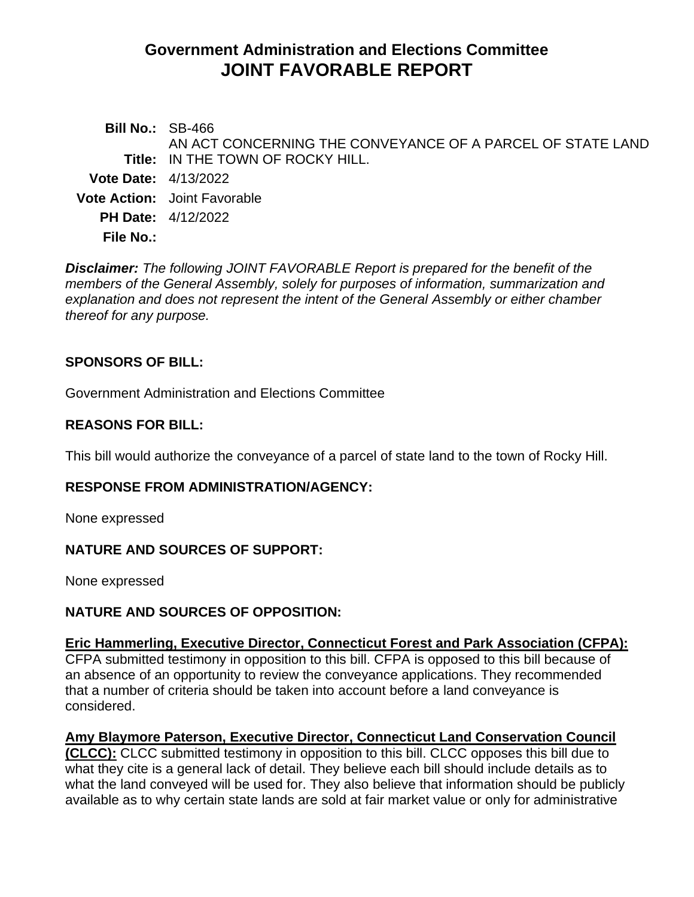# Government Administration and Elections Committee
# JOINT FAVORABLE REPORT

**Bill No.:** SB-466

**Title:** AN ACT CONCERNING THE CONVEYANCE OF A PARCEL OF STATE LAND IN THE TOWN OF ROCKY HILL.

**Vote Date:** 4/13/2022

**Vote Action:** Joint Favorable

**PH Date:** 4/12/2022

**File No.:**

***Disclaimer:*** *The following JOINT FAVORABLE Report is prepared for the benefit of the members of the General Assembly, solely for purposes of information, summarization and explanation and does not represent the intent of the General Assembly or either chamber thereof for any purpose.*

## SPONSORS OF BILL:

Government Administration and Elections Committee

## REASONS FOR BILL:

This bill would authorize the conveyance of a parcel of state land to the town of Rocky Hill.

## RESPONSE FROM ADMINISTRATION/AGENCY:

None expressed

## NATURE AND SOURCES OF SUPPORT:

None expressed

## NATURE AND SOURCES OF OPPOSITION:

**Eric Hammerling, Executive Director, Connecticut Forest and Park Association (CFPA):** CFPA submitted testimony in opposition to this bill. CFPA is opposed to this bill because of an absence of an opportunity to review the conveyance applications. They recommended that a number of criteria should be taken into account before a land conveyance is considered.

**Amy Blaymore Paterson, Executive Director, Connecticut Land Conservation Council (CLCC):** CLCC submitted testimony in opposition to this bill. CLCC opposes this bill due to what they cite is a general lack of detail. They believe each bill should include details as to what the land conveyed will be used for. They also believe that information should be publicly available as to why certain state lands are sold at fair market value or only for administrative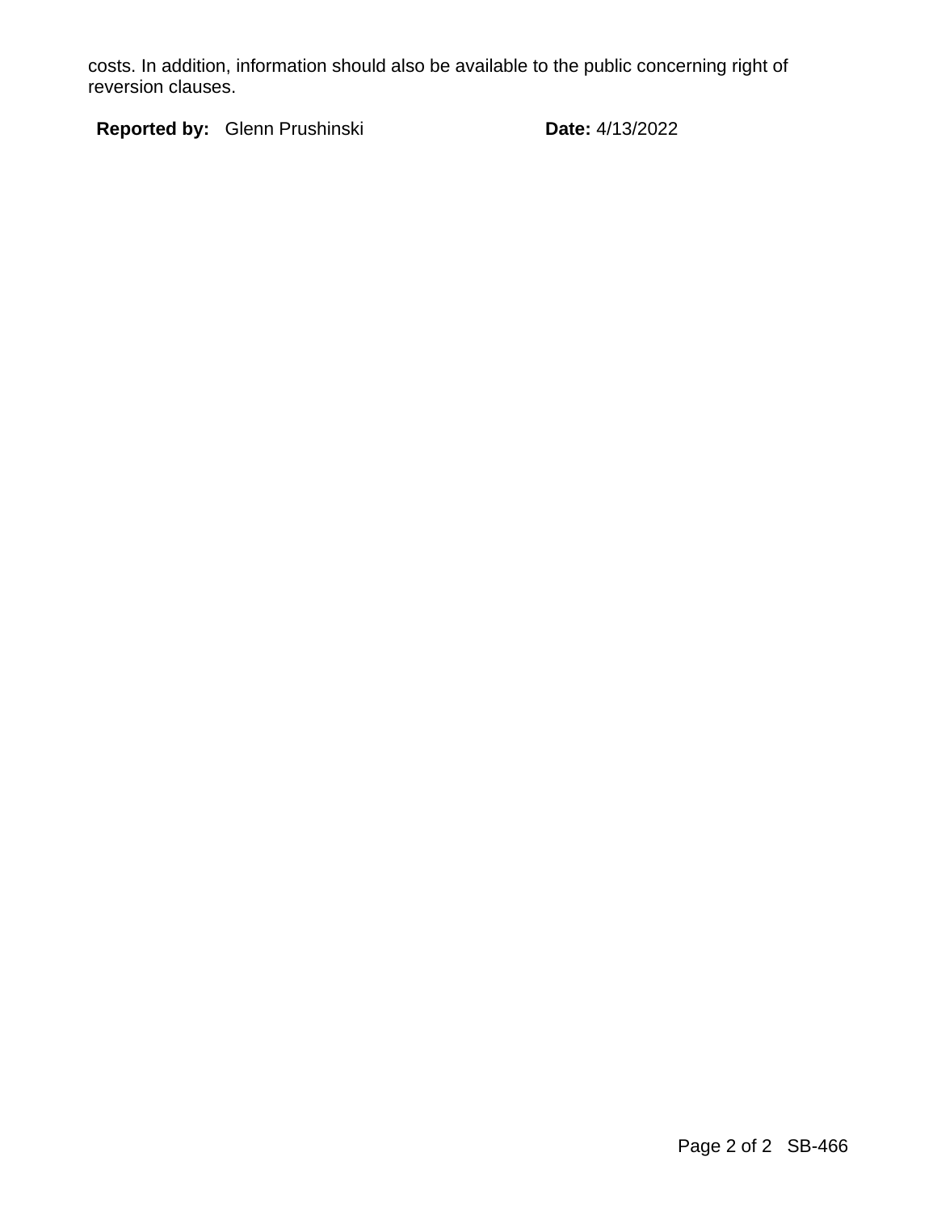costs. In addition, information should also be available to the public concerning right of reversion clauses.

**Reported by:** Glenn Prushinski **Date:** 4/13/2022